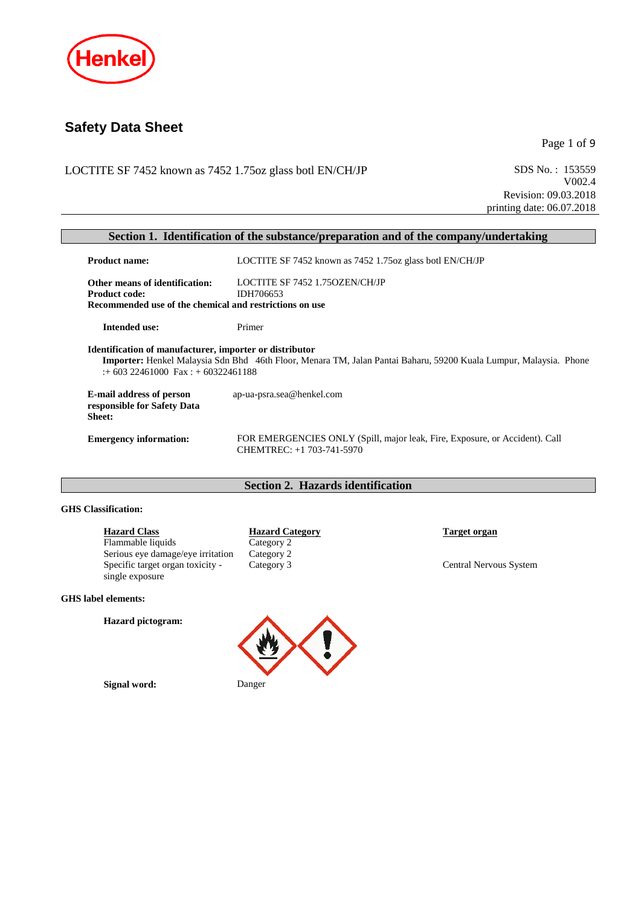# Safety Data Sheet

LOCTITE SF 7452 known as 7452 1.75oz glass botl EN/CH/JP

SDS No. : 153559
V002.4
Revision: 09.03.2018
printing date: 06.07.2018

## Section 1. Identification of the substance/preparation and of the company/undertaking

**Product name:** LOCTITE SF 7452 known as 7452 1.75oz glass botl EN/CH/JP

**Other means of identification:** LOCTITE SF 7452 1.75OZEN/CH/JP
**Product code:** IDH706653
**Recommended use of the chemical and restrictions on use**

**Intended use:** Primer

**Identification of manufacturer, importer or distributor**
**Importer:** Henkel Malaysia Sdn Bhd 46th Floor, Menara TM, Jalan Pantai Baharu, 59200 Kuala Lumpur, Malaysia. Phone :+ 603 22461000 Fax : + 60322461188

**E-mail address of person responsible for Safety Data Sheet:** ap-ua-psra.sea@henkel.com

**Emergency information:** FOR EMERGENCIES ONLY (Spill, major leak, Fire, Exposure, or Accident). Call CHEMTREC: +1 703-741-5970

## Section 2. Hazards identification

**GHS Classification:**

| Hazard Class | Hazard Category | Target organ |
| --- | --- | --- |
| Flammable liquids | Category 2 | |
| Serious eye damage/eye irritation | Category 2 | |
| Specific target organ toxicity - single exposure | Category 3 | Central Nervous System |

**GHS label elements:**

**Hazard pictogram:**

**Signal word:** Danger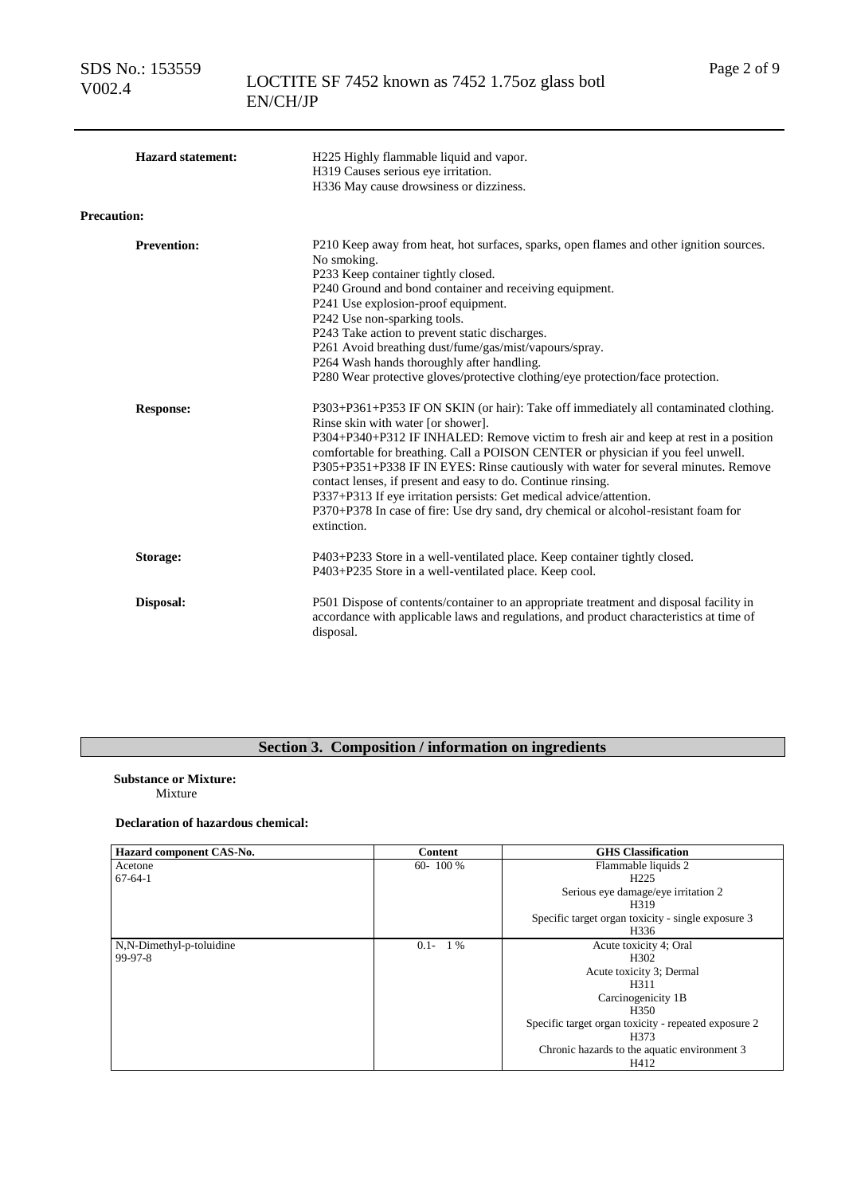**Hazard statement:**

H225 Highly flammable liquid and vapor.
H319 Causes serious eye irritation.
H336 May cause drowsiness or dizziness.

**Precaution:**

**Prevention:**

P210 Keep away from heat, hot surfaces, sparks, open flames and other ignition sources. No smoking.
P233 Keep container tightly closed.
P240 Ground and bond container and receiving equipment.
P241 Use explosion-proof equipment.
P242 Use non-sparking tools.
P243 Take action to prevent static discharges.
P261 Avoid breathing dust/fume/gas/mist/vapours/spray.
P264 Wash hands thoroughly after handling.
P280 Wear protective gloves/protective clothing/eye protection/face protection.

**Response:**

P303+P361+P353 IF ON SKIN (or hair): Take off immediately all contaminated clothing. Rinse skin with water [or shower].
P304+P340+P312 IF INHALED: Remove victim to fresh air and keep at rest in a position comfortable for breathing. Call a POISON CENTER or physician if you feel unwell.
P305+P351+P338 IF IN EYES: Rinse cautiously with water for several minutes. Remove contact lenses, if present and easy to do. Continue rinsing.
P337+P313 If eye irritation persists: Get medical advice/attention.
P370+P378 In case of fire: Use dry sand, dry chemical or alcohol-resistant foam for extinction.

**Storage:**

P403+P233 Store in a well-ventilated place. Keep container tightly closed.
P403+P235 Store in a well-ventilated place. Keep cool.

**Disposal:**

P501 Dispose of contents/container to an appropriate treatment and disposal facility in accordance with applicable laws and regulations, and product characteristics at time of disposal.

## Section 3. Composition / information on ingredients

**Substance or Mixture:**
Mixture

**Declaration of hazardous chemical:**

| Hazard component CAS-No. | Content | GHS Classification |
|---|---|---|
| Acetone<br>67-64-1 | 60- 100 % | Flammable liquids 2<br>H225<br>Serious eye damage/eye irritation 2<br>H319<br>Specific target organ toxicity - single exposure 3<br>H336 |
| N,N-Dimethyl-p-toluidine<br>99-97-8 | 0.1- 1 % | Acute toxicity 4; Oral<br>H302<br>Acute toxicity 3; Dermal<br>H311<br>Carcinogenicity 1B<br>H350<br>Specific target organ toxicity - repeated exposure 2<br>H373<br>Chronic hazards to the aquatic environment 3<br>H412 |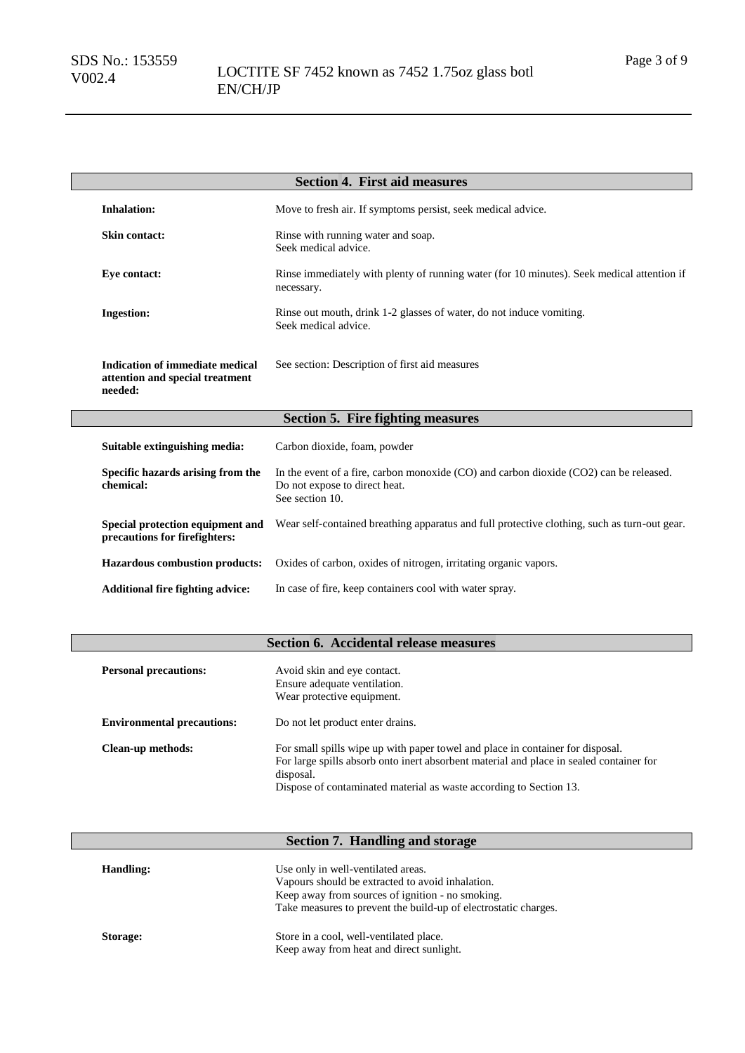## Section 4. First aid measures

| | |
|---|---|
| **Inhalation:** | Move to fresh air. If symptoms persist, seek medical advice. |
| **Skin contact:** | Rinse with running water and soap.<br>Seek medical advice. |
| **Eye contact:** | Rinse immediately with plenty of running water (for 10 minutes). Seek medical attention if necessary. |
| **Ingestion:** | Rinse out mouth, drink 1-2 glasses of water, do not induce vomiting.<br>Seek medical advice. |
| **Indication of immediate medical attention and special treatment needed:** | See section: Description of first aid measures |

## Section 5. Fire fighting measures

| | |
|---|---|
| **Suitable extinguishing media:** | Carbon dioxide, foam, powder |
| **Specific hazards arising from the chemical:** | In the event of a fire, carbon monoxide (CO) and carbon dioxide ($CO_2$) can be released.<br>Do not expose to direct heat.<br>See section 10. |
| **Special protection equipment and precautions for firefighters:** | Wear self-contained breathing apparatus and full protective clothing, such as turn-out gear. |
| **Hazardous combustion products:** | Oxides of carbon, oxides of nitrogen, irritating organic vapors. |
| **Additional fire fighting advice:** | In case of fire, keep containers cool with water spray. |

## Section 6. Accidental release measures

| | |
|---|---|
| **Personal precautions:** | Avoid skin and eye contact.<br>Ensure adequate ventilation.<br>Wear protective equipment. |
| **Environmental precautions:** | Do not let product enter drains. |
| **Clean-up methods:** | For small spills wipe up with paper towel and place in container for disposal.<br>For large spills absorb onto inert absorbent material and place in sealed container for disposal.<br>Dispose of contaminated material as waste according to Section 13. |

## Section 7. Handling and storage

| | |
|---|---|
| **Handling:** | Use only in well-ventilated areas.<br>Vapours should be extracted to avoid inhalation.<br>Keep away from sources of ignition - no smoking.<br>Take measures to prevent the build-up of electrostatic charges. |
| **Storage:** | Store in a cool, well-ventilated place.<br>Keep away from heat and direct sunlight. |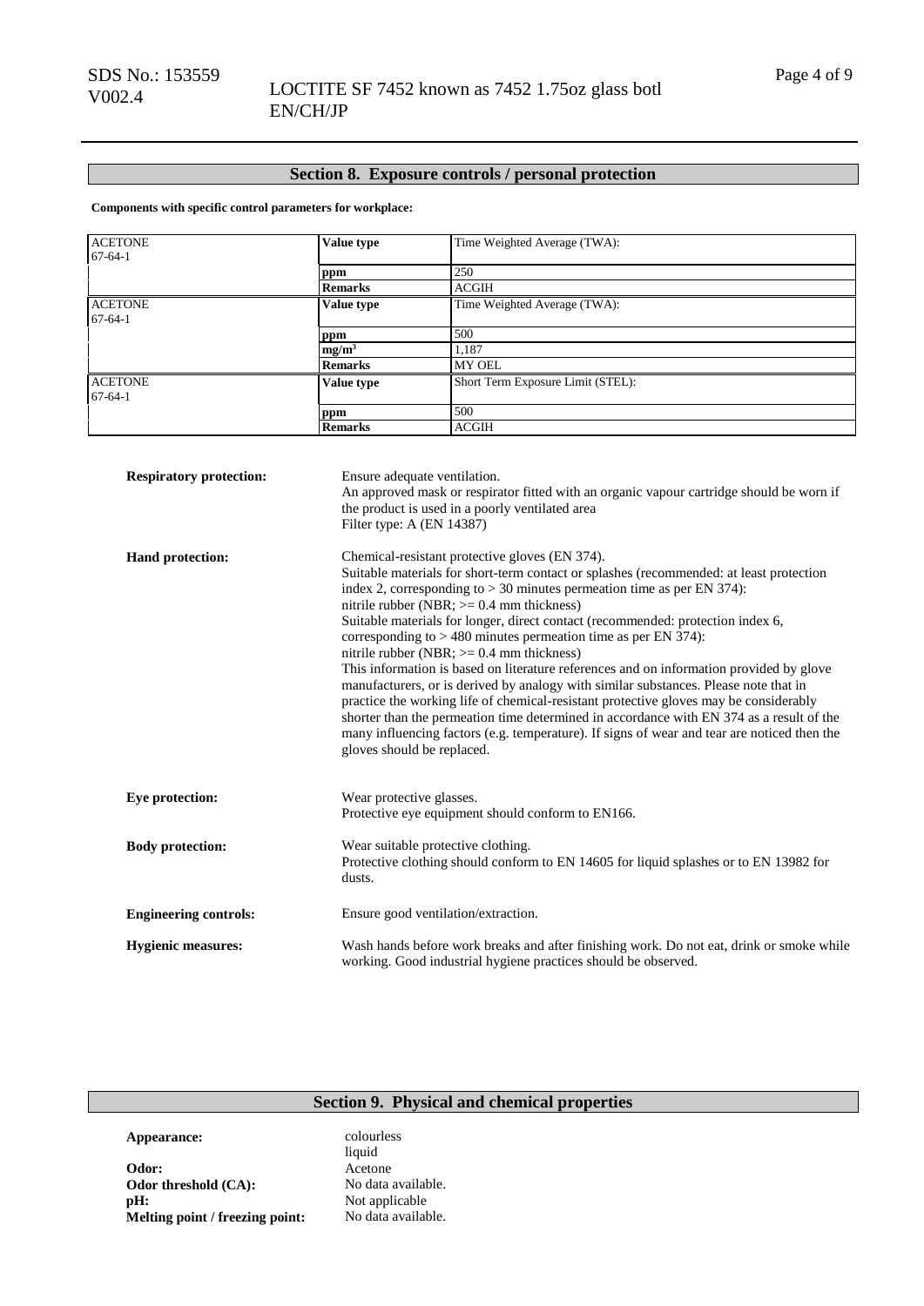## Section 8. Exposure controls / personal protection

**Components with specific control parameters for workplace:**

| | | |
|---|---|---|
| ACETONE<br>67-64-1 | **Value type** | Time Weighted Average (TWA): |
| | **ppm** | 250 |
| | **Remarks** | ACGIH |
| ACETONE<br>67-64-1 | **Value type** | Time Weighted Average (TWA): |
| | **ppm** | 500 |
| | **mg/m³** | 1,187 |
| | **Remarks** | MY OEL |
| ACETONE<br>67-64-1 | **Value type** | Short Term Exposure Limit (STEL): |
| | **ppm** | 500 |
| | **Remarks** | ACGIH |

**Respiratory protection:**
Ensure adequate ventilation.
An approved mask or respirator fitted with an organic vapour cartridge should be worn if the product is used in a poorly ventilated area
Filter type: A (EN 14387)

**Hand protection:**
Chemical-resistant protective gloves (EN 374).
Suitable materials for short-term contact or splashes (recommended: at least protection index 2, corresponding to > 30 minutes permeation time as per EN 374):
nitrile rubber (NBR; >= 0.4 mm thickness)
Suitable materials for longer, direct contact (recommended: protection index 6, corresponding to > 480 minutes permeation time as per EN 374):
nitrile rubber (NBR; >= 0.4 mm thickness)
This information is based on literature references and on information provided by glove manufacturers, or is derived by analogy with similar substances. Please note that in practice the working life of chemical-resistant protective gloves may be considerably shorter than the permeation time determined in accordance with EN 374 as a result of the many influencing factors (e.g. temperature). If signs of wear and tear are noticed then the gloves should be replaced.

**Eye protection:**
Wear protective glasses.
Protective eye equipment should conform to EN166.

**Body protection:**
Wear suitable protective clothing.
Protective clothing should conform to EN 14605 for liquid splashes or to EN 13982 for dusts.

**Engineering controls:**
Ensure good ventilation/extraction.

**Hygienic measures:**
Wash hands before work breaks and after finishing work. Do not eat, drink or smoke while working. Good industrial hygiene practices should be observed.

## Section 9. Physical and chemical properties

**Appearance:** colourless liquid
**Odor:** Acetone
**Odor threshold (CA):** No data available.
**pH:** Not applicable
**Melting point / freezing point:** No data available.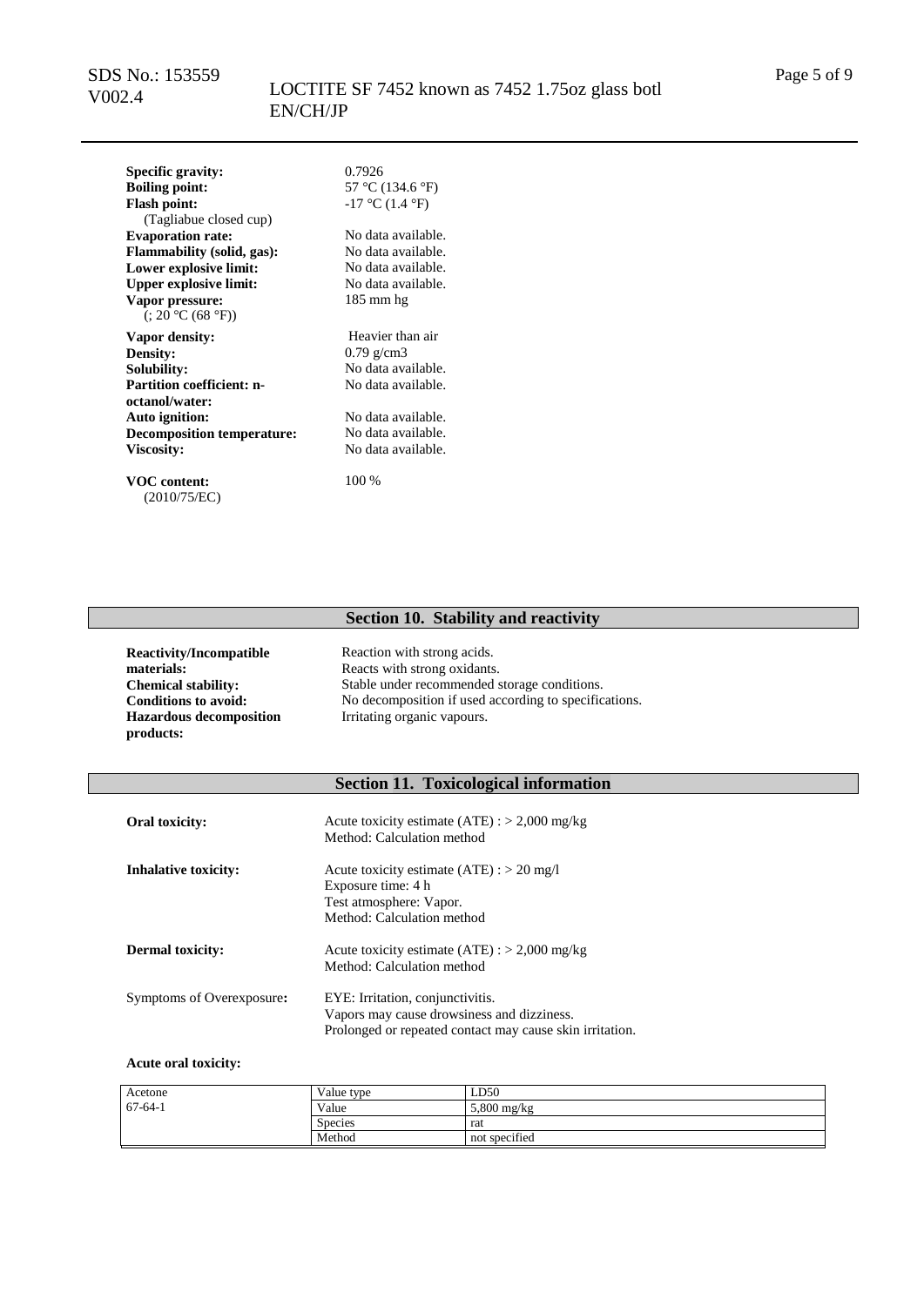| | |
|---|---|
| **Specific gravity:** | 0.7926 |
| **Boiling point:** | 57 °C (134.6 °F) |
| **Flash point:** (Tagliabue closed cup) | -17 °C (1.4 °F) |
| **Evaporation rate:** | No data available. |
| **Flammability (solid, gas):** | No data available. |
| **Lower explosive limit:** | No data available. |
| **Upper explosive limit:** | No data available. |
| **Vapor pressure:** (; 20 °C (68 °F)) | 185 mm hg |
| **Vapor density:** | Heavier than air |
| **Density:** | 0.79 g/cm3 |
| **Solubility:** | No data available. |
| **Partition coefficient: n-octanol/water:** | No data available. |
| **Auto ignition:** | No data available. |
| **Decomposition temperature:** | No data available. |
| **Viscosity:** | No data available. |
| **VOC content:** (2010/75/EC) | 100 % |

## Section 10. Stability and reactivity

| | |
|---|---|
| **Reactivity/Incompatible materials:** | Reaction with strong acids.<br>Reacts with strong oxidants. |
| **Chemical stability:** | Stable under recommended storage conditions. |
| **Conditions to avoid:** | No decomposition if used according to specifications. |
| **Hazardous decomposition products:** | Irritating organic vapours. |

## Section 11. Toxicological information

| | |
|---|---|
| **Oral toxicity:** | Acute toxicity estimate (ATE) : > 2,000 mg/kg<br>Method: Calculation method |
| **Inhalative toxicity:** | Acute toxicity estimate (ATE) : > 20 mg/l<br>Exposure time: 4 h<br>Test atmosphere: Vapor.<br>Method: Calculation method |
| **Dermal toxicity:** | Acute toxicity estimate (ATE) : > 2,000 mg/kg<br>Method: Calculation method |
| Symptoms of Overexposure**:** | EYE: Irritation, conjunctivitis.<br>Vapors may cause drowsiness and dizziness.<br>Prolonged or repeated contact may cause skin irritation. |

**Acute oral toxicity:**

| | | |
|---|---|---|
| Acetone<br>67-64-1 | Value type | LD50 |
| | Value | 5,800 mg/kg |
| | Species | rat |
| | Method | not specified |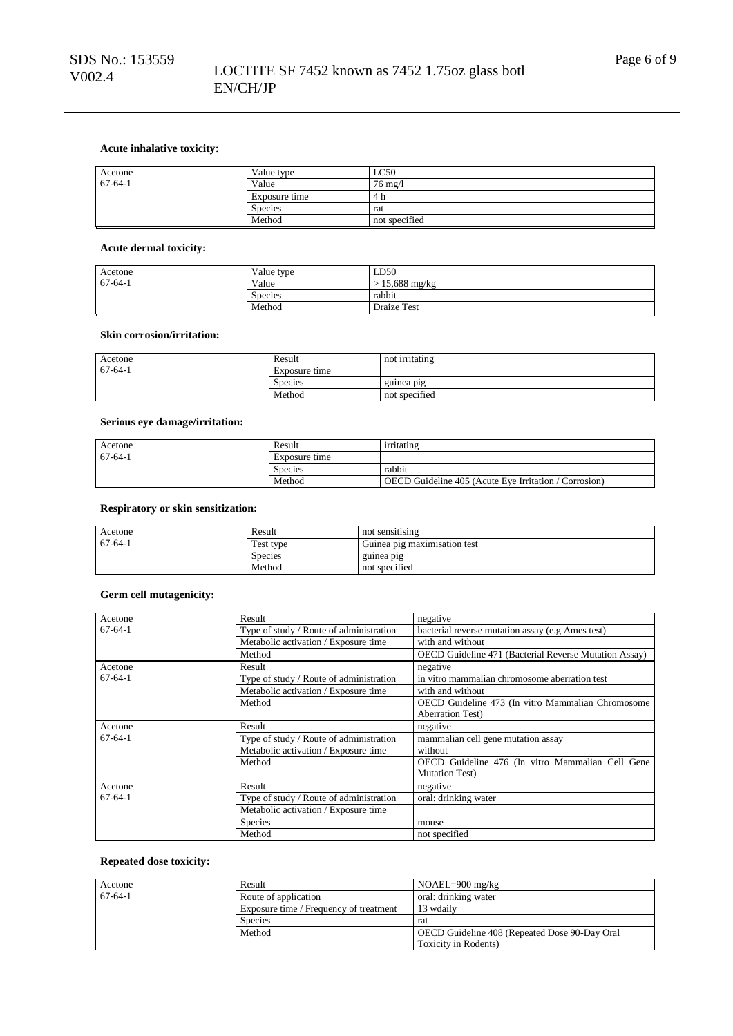**Acute inhalative toxicity:**

| Acetone 67-64-1 | Value type | LC50 |
|---|---|---|
| | Value | 76 mg/l |
| | Exposure time | 4 h |
| | Species | rat |
| | Method | not specified |

**Acute dermal toxicity:**

| Acetone 67-64-1 | Value type | LD50 |
|---|---|---|
| | Value | > 15,688 mg/kg |
| | Species | rabbit |
| | Method | Draize Test |

**Skin corrosion/irritation:**

| Acetone 67-64-1 | Result | not irritating |
|---|---|---|
| | Exposure time | |
| | Species | guinea pig |
| | Method | not specified |

**Serious eye damage/irritation:**

| Acetone 67-64-1 | Result | irritating |
|---|---|---|
| | Exposure time | |
| | Species | rabbit |
| | Method | OECD Guideline 405 (Acute Eye Irritation / Corrosion) |

**Respiratory or skin sensitization:**

| Acetone 67-64-1 | Result | not sensitising |
|---|---|---|
| | Test type | Guinea pig maximisation test |
| | Species | guinea pig |
| | Method | not specified |

**Germ cell mutagenicity:**

| Acetone 67-64-1 | Result | negative |
|---|---|---|
| | Type of study / Route of administration | bacterial reverse mutation assay (e.g Ames test) |
| | Metabolic activation / Exposure time | with and without |
| | Method | OECD Guideline 471 (Bacterial Reverse Mutation Assay) |
| Acetone 67-64-1 | Result | negative |
| | Type of study / Route of administration | in vitro mammalian chromosome aberration test |
| | Metabolic activation / Exposure time | with and without |
| | Method | OECD Guideline 473 (In vitro Mammalian Chromosome Aberration Test) |
| Acetone 67-64-1 | Result | negative |
| | Type of study / Route of administration | mammalian cell gene mutation assay |
| | Metabolic activation / Exposure time | without |
| | Method | OECD Guideline 476 (In vitro Mammalian Cell Gene Mutation Test) |
| Acetone 67-64-1 | Result | negative |
| | Type of study / Route of administration | oral: drinking water |
| | Metabolic activation / Exposure time | |
| | Species | mouse |
| | Method | not specified |

**Repeated dose toxicity:**

| Acetone 67-64-1 | Result | NOAEL=900 mg/kg |
|---|---|---|
| | Route of application | oral: drinking water |
| | Exposure time / Frequency of treatment | 13 wdaily |
| | Species | rat |
| | Method | OECD Guideline 408 (Repeated Dose 90-Day Oral Toxicity in Rodents) |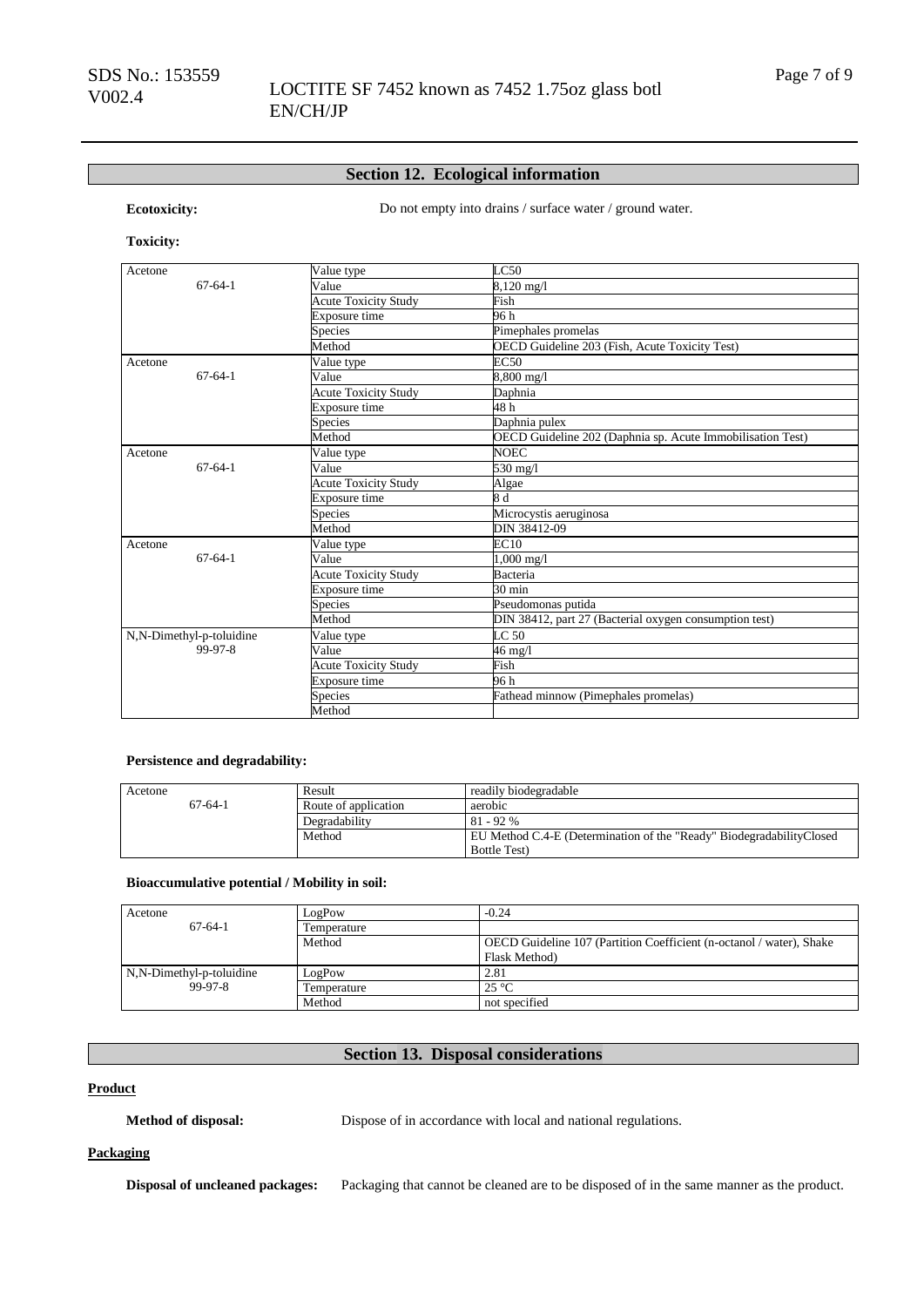## Section 12. Ecological information

**Ecotoxicity:** Do not empty into drains / surface water / ground water.

**Toxicity:**

| | | |
|---|---|---|
| Acetone 67-64-1 | Value type | LC50 |
| | Value | 8,120 mg/l |
| | Acute Toxicity Study | Fish |
| | Exposure time | 96 h |
| | Species | Pimephales promelas |
| | Method | OECD Guideline 203 (Fish, Acute Toxicity Test) |
| Acetone 67-64-1 | Value type | EC50 |
| | Value | 8,800 mg/l |
| | Acute Toxicity Study | Daphnia |
| | Exposure time | 48 h |
| | Species | Daphnia pulex |
| | Method | OECD Guideline 202 (Daphnia sp. Acute Immobilisation Test) |
| Acetone 67-64-1 | Value type | NOEC |
| | Value | 530 mg/l |
| | Acute Toxicity Study | Algae |
| | Exposure time | 8 d |
| | Species | Microcystis aeruginosa |
| | Method | DIN 38412-09 |
| Acetone 67-64-1 | Value type | EC10 |
| | Value | 1,000 mg/l |
| | Acute Toxicity Study | Bacteria |
| | Exposure time | 30 min |
| | Species | Pseudomonas putida |
| | Method | DIN 38412, part 27 (Bacterial oxygen consumption test) |
| N,N-Dimethyl-p-toluidine 99-97-8 | Value type | LC 50 |
| | Value | 46 mg/l |
| | Acute Toxicity Study | Fish |
| | Exposure time | 96 h |
| | Species | Fathead minnow (Pimephales promelas) |
| | Method | |

**Persistence and degradability:**

| | | |
|---|---|---|
| Acetone 67-64-1 | Result | readily biodegradable |
| | Route of application | aerobic |
| | Degradability | 81 - 92 % |
| | Method | EU Method C.4-E (Determination of the "Ready" BiodegradabilityClosed Bottle Test) |

**Bioaccumulative potential / Mobility in soil:**

| | | |
|---|---|---|
| Acetone 67-64-1 | LogPow | -0.24 |
| | Temperature | |
| | Method | OECD Guideline 107 (Partition Coefficient (n-octanol / water), Shake Flask Method) |
| N,N-Dimethyl-p-toluidine 99-97-8 | LogPow | 2.81 |
| | Temperature | 25 °C |
| | Method | not specified |

## Section 13. Disposal considerations

**Product**

**Method of disposal:** Dispose of in accordance with local and national regulations.

**Packaging**

**Disposal of uncleaned packages:** Packaging that cannot be cleaned are to be disposed of in the same manner as the product.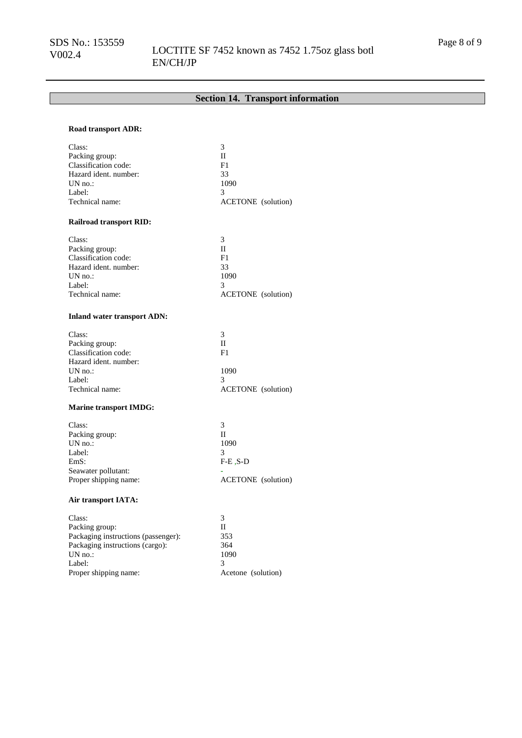## Section 14. Transport information

**Road transport ADR:**

| | |
|---|---|
| Class: | 3 |
| Packing group: | II |
| Classification code: | F1 |
| Hazard ident. number: | 33 |
| UN no.: | 1090 |
| Label: | 3 |
| Technical name: | ACETONE (solution) |

**Railroad transport RID:**

| | |
|---|---|
| Class: | 3 |
| Packing group: | II |
| Classification code: | F1 |
| Hazard ident. number: | 33 |
| UN no.: | 1090 |
| Label: | 3 |
| Technical name: | ACETONE (solution) |

**Inland water transport ADN:**

| | |
|---|---|
| Class: | 3 |
| Packing group: | II |
| Classification code: | F1 |
| Hazard ident. number: | |
| UN no.: | 1090 |
| Label: | 3 |
| Technical name: | ACETONE (solution) |

**Marine transport IMDG:**

| | |
|---|---|
| Class: | 3 |
| Packing group: | II |
| UN no.: | 1090 |
| Label: | 3 |
| EmS: | F-E ,S-D |
| Seawater pollutant: | - |
| Proper shipping name: | ACETONE (solution) |

**Air transport IATA:**

| | |
|---|---|
| Class: | 3 |
| Packing group: | II |
| Packaging instructions (passenger): | 353 |
| Packaging instructions (cargo): | 364 |
| UN no.: | 1090 |
| Label: | 3 |
| Proper shipping name: | Acetone (solution) |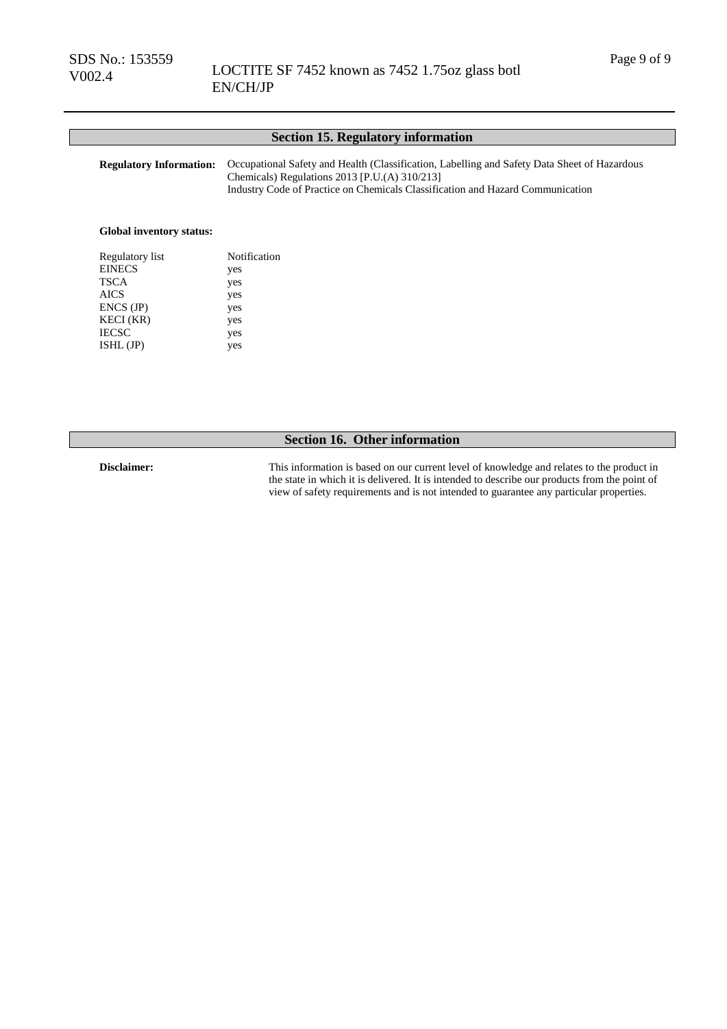## Section 15. Regulatory information

**Regulatory Information:** Occupational Safety and Health (Classification, Labelling and Safety Data Sheet of Hazardous Chemicals) Regulations 2013 [P.U.(A) 310/213]
Industry Code of Practice on Chemicals Classification and Hazard Communication

**Global inventory status:**

| Regulatory list | Notification |
|---|---|
| EINECS | yes |
| TSCA | yes |
| AICS | yes |
| ENCS (JP) | yes |
| KECI (KR) | yes |
| IECSC | yes |
| ISHL (JP) | yes |

## Section 16. Other information

**Disclaimer:** This information is based on our current level of knowledge and relates to the product in the state in which it is delivered. It is intended to describe our products from the point of view of safety requirements and is not intended to guarantee any particular properties.